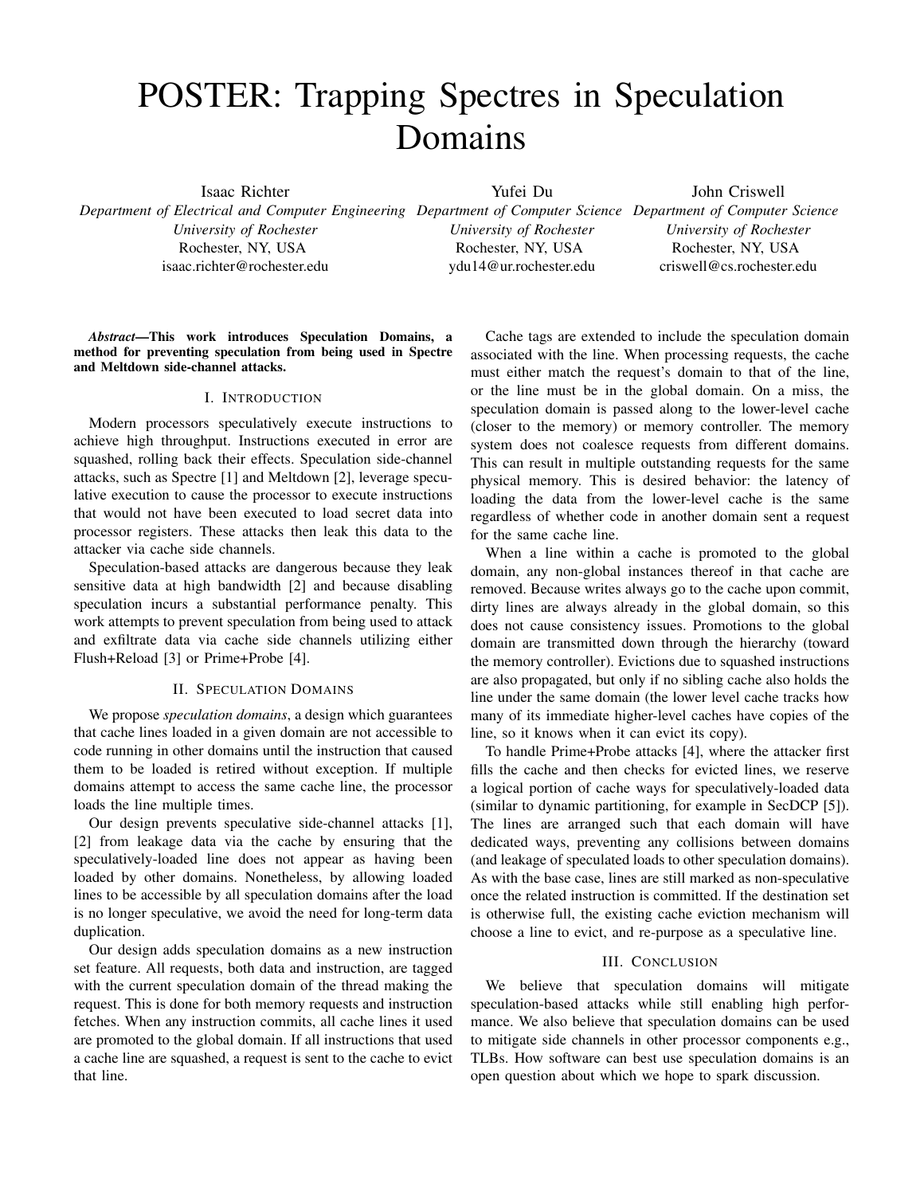# POSTER: Trapping Spectres in Speculation Domains

Isaac Richter
*Department of Electrical and Computer Engineering*
*University of Rochester*
Rochester, NY, USA
isaac.richter@rochester.edu

Yufei Du
*Department of Computer Science*
*University of Rochester*
Rochester, NY, USA
ydu14@ur.rochester.edu

John Criswell
*Department of Computer Science*
*University of Rochester*
Rochester, NY, USA
criswell@cs.rochester.edu

***Abstract*—This work introduces Speculation Domains, a method for preventing speculation from being used in Spectre and Meltdown side-channel attacks.**

## I. Introduction

Modern processors speculatively execute instructions to achieve high throughput. Instructions executed in error are squashed, rolling back their effects. Speculation side-channel attacks, such as Spectre [1] and Meltdown [2], leverage speculative execution to cause the processor to execute instructions that would not have been executed to load secret data into processor registers. These attacks then leak this data to the attacker via cache side channels.

Speculation-based attacks are dangerous because they leak sensitive data at high bandwidth [2] and because disabling speculation incurs a substantial performance penalty. This work attempts to prevent speculation from being used to attack and exfiltrate data via cache side channels utilizing either Flush+Reload [3] or Prime+Probe [4].

## II. Speculation Domains

We propose *speculation domains*, a design which guarantees that cache lines loaded in a given domain are not accessible to code running in other domains until the instruction that caused them to be loaded is retired without exception. If multiple domains attempt to access the same cache line, the processor loads the line multiple times.

Our design prevents speculative side-channel attacks [1], [2] from leakage data via the cache by ensuring that the speculatively-loaded line does not appear as having been loaded by other domains. Nonetheless, by allowing loaded lines to be accessible by all speculation domains after the load is no longer speculative, we avoid the need for long-term data duplication.

Our design adds speculation domains as a new instruction set feature. All requests, both data and instruction, are tagged with the current speculation domain of the thread making the request. This is done for both memory requests and instruction fetches. When any instruction commits, all cache lines it used are promoted to the global domain. If all instructions that used a cache line are squashed, a request is sent to the cache to evict that line.

Cache tags are extended to include the speculation domain associated with the line. When processing requests, the cache must either match the request's domain to that of the line, or the line must be in the global domain. On a miss, the speculation domain is passed along to the lower-level cache (closer to the memory) or memory controller. The memory system does not coalesce requests from different domains. This can result in multiple outstanding requests for the same physical memory. This is desired behavior: the latency of loading the data from the lower-level cache is the same regardless of whether code in another domain sent a request for the same cache line.

When a line within a cache is promoted to the global domain, any non-global instances thereof in that cache are removed. Because writes always go to the cache upon commit, dirty lines are always already in the global domain, so this does not cause consistency issues. Promotions to the global domain are transmitted down through the hierarchy (toward the memory controller). Evictions due to squashed instructions are also propagated, but only if no sibling cache also holds the line under the same domain (the lower level cache tracks how many of its immediate higher-level caches have copies of the line, so it knows when it can evict its copy).

To handle Prime+Probe attacks [4], where the attacker first fills the cache and then checks for evicted lines, we reserve a logical portion of cache ways for speculatively-loaded data (similar to dynamic partitioning, for example in SecDCP [5]). The lines are arranged such that each domain will have dedicated ways, preventing any collisions between domains (and leakage of speculated loads to other speculation domains). As with the base case, lines are still marked as non-speculative once the related instruction is committed. If the destination set is otherwise full, the existing cache eviction mechanism will choose a line to evict, and re-purpose as a speculative line.

## III. Conclusion

We believe that speculation domains will mitigate speculation-based attacks while still enabling high performance. We also believe that speculation domains can be used to mitigate side channels in other processor components e.g., TLBs. How software can best use speculation domains is an open question about which we hope to spark discussion.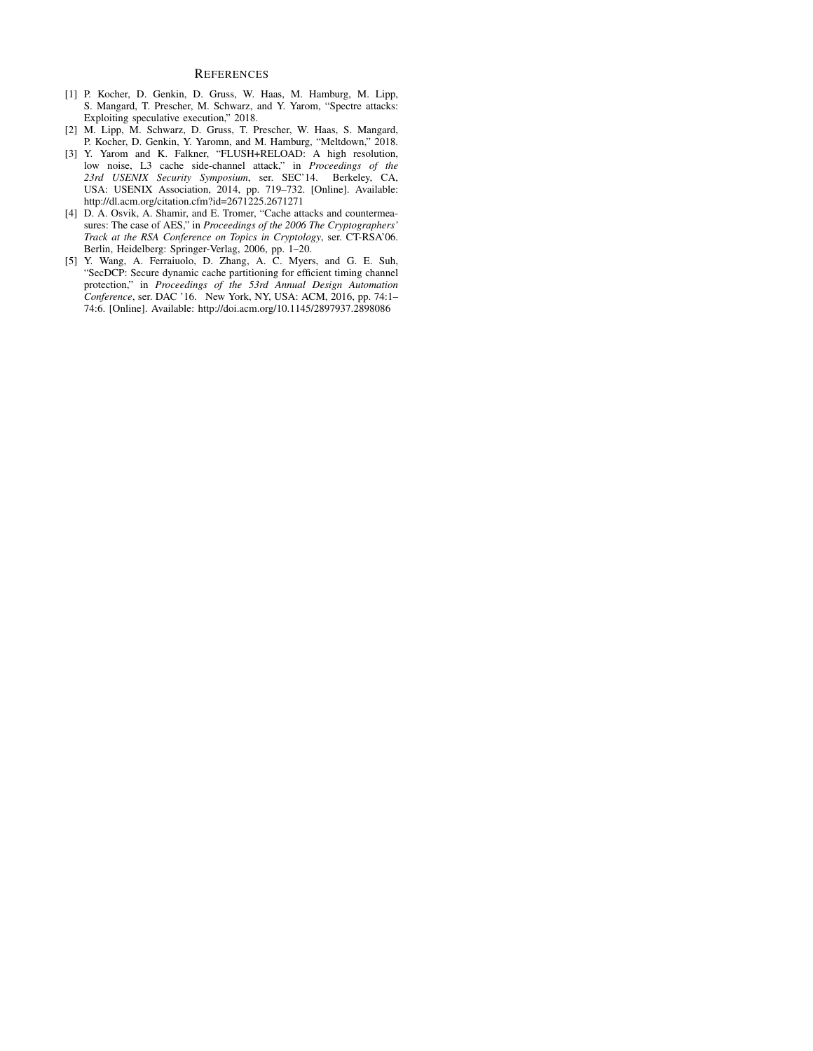## References

[1] P. Kocher, D. Genkin, D. Gruss, W. Haas, M. Hamburg, M. Lipp, S. Mangard, T. Prescher, M. Schwarz, and Y. Yarom, "Spectre attacks: Exploiting speculative execution," 2018.

[2] M. Lipp, M. Schwarz, D. Gruss, T. Prescher, W. Haas, S. Mangard, P. Kocher, D. Genkin, Y. Yaromn, and M. Hamburg, "Meltdown," 2018.

[3] Y. Yarom and K. Falkner, "FLUSH+RELOAD: A high resolution, low noise, L3 cache side-channel attack," in *Proceedings of the 23rd USENIX Security Symposium*, ser. SEC'14. Berkeley, CA, USA: USENIX Association, 2014, pp. 719–732. [Online]. Available: http://dl.acm.org/citation.cfm?id=2671225.2671271

[4] D. A. Osvik, A. Shamir, and E. Tromer, "Cache attacks and countermeasures: The case of AES," in *Proceedings of the 2006 The Cryptographers' Track at the RSA Conference on Topics in Cryptology*, ser. CT-RSA'06. Berlin, Heidelberg: Springer-Verlag, 2006, pp. 1–20.

[5] Y. Wang, A. Ferraiuolo, D. Zhang, A. C. Myers, and G. E. Suh, "SecDCP: Secure dynamic cache partitioning for efficient timing channel protection," in *Proceedings of the 53rd Annual Design Automation Conference*, ser. DAC '16. New York, NY, USA: ACM, 2016, pp. 74:1–74:6. [Online]. Available: http://doi.acm.org/10.1145/2897937.2898086